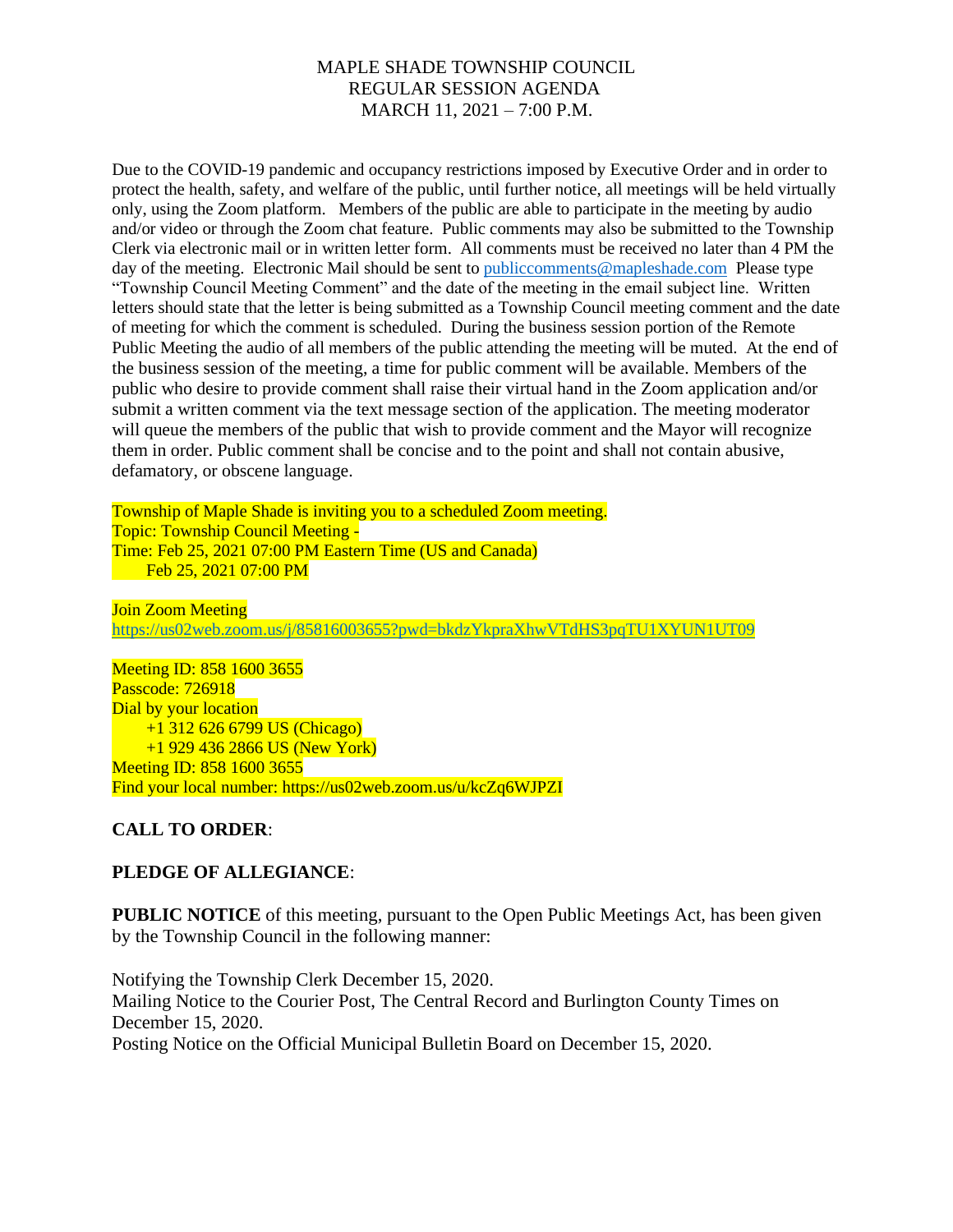# MAPLE SHADE TOWNSHIP COUNCIL
## REGULAR SESSION AGENDA
## MARCH 11, 2021 – 7:00 P.M.

Due to the COVID-19 pandemic and occupancy restrictions imposed by Executive Order and in order to protect the health, safety, and welfare of the public, until further notice, all meetings will be held virtually only, using the Zoom platform. Members of the public are able to participate in the meeting by audio and/or video or through the Zoom chat feature. Public comments may also be submitted to the Township Clerk via electronic mail or in written letter form. All comments must be received no later than 4 PM the day of the meeting. Electronic Mail should be sent to publiccomments@mapleshade.com Please type "Township Council Meeting Comment" and the date of the meeting in the email subject line. Written letters should state that the letter is being submitted as a Township Council meeting comment and the date of meeting for which the comment is scheduled. During the business session portion of the Remote Public Meeting the audio of all members of the public attending the meeting will be muted. At the end of the business session of the meeting, a time for public comment will be available. Members of the public who desire to provide comment shall raise their virtual hand in the Zoom application and/or submit a written comment via the text message section of the application. The meeting moderator will queue the members of the public that wish to provide comment and the Mayor will recognize them in order. Public comment shall be concise and to the point and shall not contain abusive, defamatory, or obscene language.

Township of Maple Shade is inviting you to a scheduled Zoom meeting.
Topic: Township Council Meeting -
Time: Feb 25, 2021 07:00 PM Eastern Time (US and Canada)
Feb 25, 2021 07:00 PM

Join Zoom Meeting
https://us02web.zoom.us/j/85816003655?pwd=bkdzYkpraXhwVTdHS3pqTU1XYUN1UT09

Meeting ID: 858 1600 3655
Passcode: 726918
Dial by your location
+1 312 626 6799 US (Chicago)
+1 929 436 2866 US (New York)
Meeting ID: 858 1600 3655
Find your local number: https://us02web.zoom.us/u/kcZq6WJPZI

**CALL TO ORDER**:

**PLEDGE OF ALLEGIANCE**:

**PUBLIC NOTICE** of this meeting, pursuant to the Open Public Meetings Act, has been given by the Township Council in the following manner:

Notifying the Township Clerk December 15, 2020.
Mailing Notice to the Courier Post, The Central Record and Burlington County Times on December 15, 2020.
Posting Notice on the Official Municipal Bulletin Board on December 15, 2020.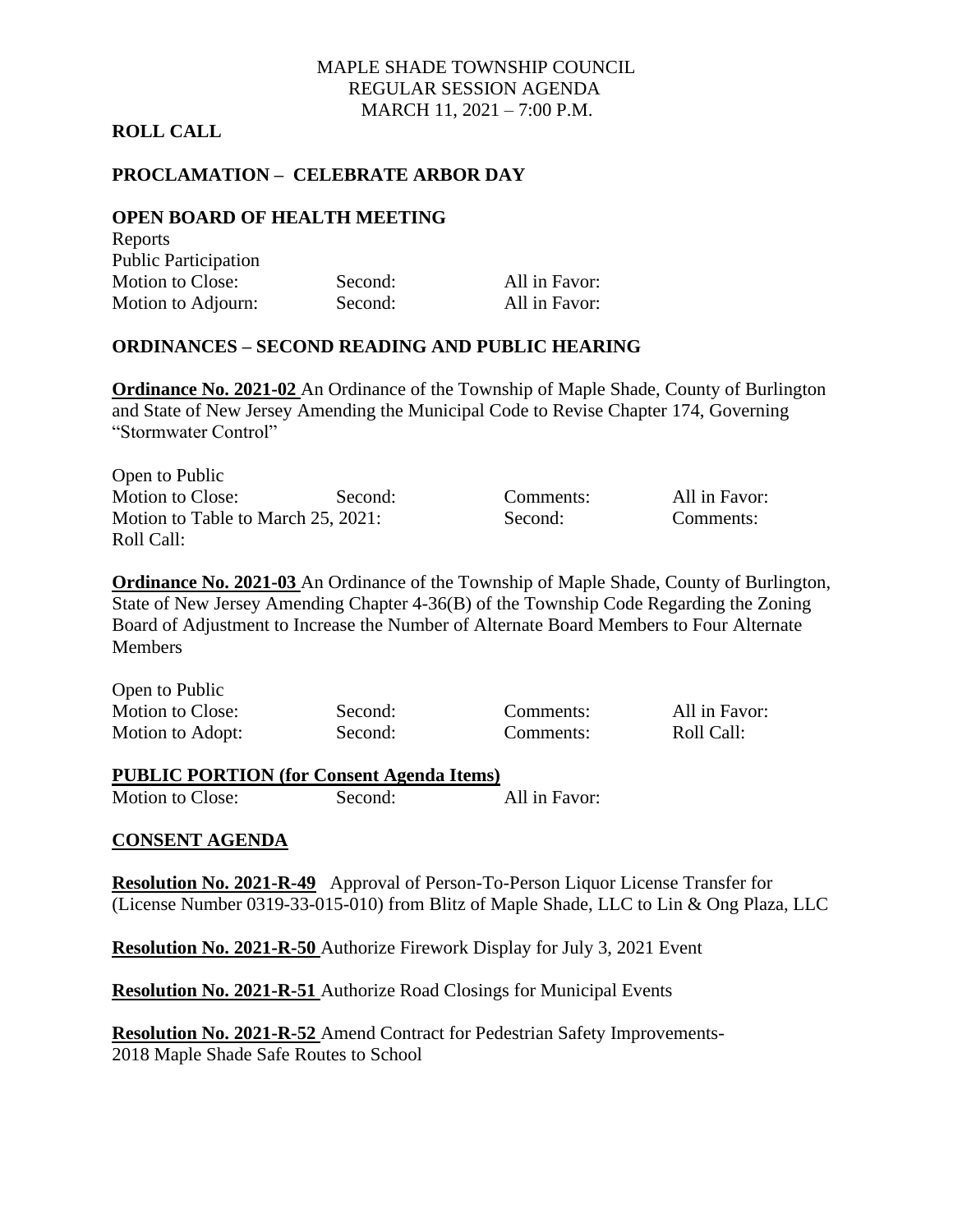MAPLE SHADE TOWNSHIP COUNCIL
REGULAR SESSION AGENDA
MARCH 11, 2021 – 7:00 P.M.

**ROLL CALL**

**PROCLAMATION – CELEBRATE ARBOR DAY**

**OPEN BOARD OF HEALTH MEETING**

Reports
Public Participation

| | | |
|---|---|---|
| Motion to Close: | Second: | All in Favor: |
| Motion to Adjourn: | Second: | All in Favor: |

**ORDINANCES – SECOND READING AND PUBLIC HEARING**

**Ordinance No. 2021-02** An Ordinance of the Township of Maple Shade, County of Burlington and State of New Jersey Amending the Municipal Code to Revise Chapter 174, Governing "Stormwater Control"

Open to Public

| | | | |
|---|---|---|---|
| Motion to Close: | Second: | Comments: | All in Favor: |
| Motion to Table to March 25, 2021: | | Second: | Comments: |
| Roll Call: | | | |

**Ordinance No. 2021-03** An Ordinance of the Township of Maple Shade, County of Burlington, State of New Jersey Amending Chapter 4-36(B) of the Township Code Regarding the Zoning Board of Adjustment to Increase the Number of Alternate Board Members to Four Alternate Members

Open to Public

| | | | |
|---|---|---|---|
| Motion to Close: | Second: | Comments: | All in Favor: |
| Motion to Adopt: | Second: | Comments: | Roll Call: |

**PUBLIC PORTION (for Consent Agenda Items)**

| | | |
|---|---|---|
| Motion to Close: | Second: | All in Favor: |

**CONSENT AGENDA**

**Resolution No. 2021-R-49** Approval of Person-To-Person Liquor License Transfer for (License Number 0319-33-015-010) from Blitz of Maple Shade, LLC to Lin & Ong Plaza, LLC

**Resolution No. 2021-R-50** Authorize Firework Display for July 3, 2021 Event

**Resolution No. 2021-R-51** Authorize Road Closings for Municipal Events

**Resolution No. 2021-R-52** Amend Contract for Pedestrian Safety Improvements-
2018 Maple Shade Safe Routes to School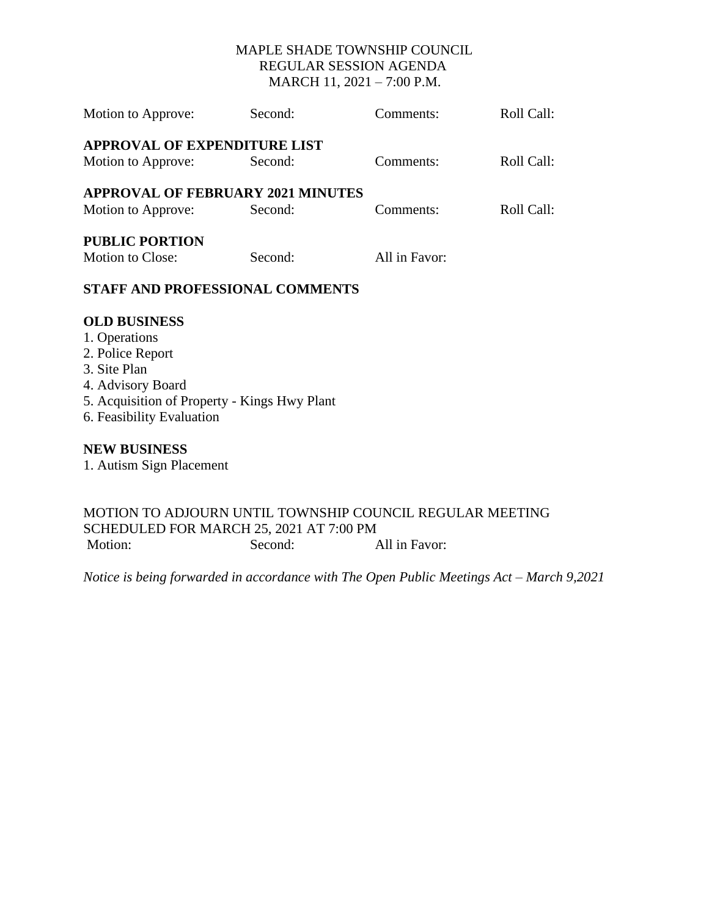MAPLE SHADE TOWNSHIP COUNCIL
REGULAR SESSION AGENDA
MARCH 11, 2021 – 7:00 P.M.

Motion to Approve: Second: Comments: Roll Call:

**APPROVAL OF EXPENDITURE LIST**

Motion to Approve: Second: Comments: Roll Call:

**APPROVAL OF FEBRUARY 2021 MINUTES**

Motion to Approve: Second: Comments: Roll Call:

**PUBLIC PORTION**

Motion to Close: Second: All in Favor:

**STAFF AND PROFESSIONAL COMMENTS**

**OLD BUSINESS**

1. Operations
2. Police Report
3. Site Plan
4. Advisory Board
5. Acquisition of Property - Kings Hwy Plant
6. Feasibility Evaluation

**NEW BUSINESS**

1. Autism Sign Placement

MOTION TO ADJOURN UNTIL TOWNSHIP COUNCIL REGULAR MEETING SCHEDULED FOR MARCH 25, 2021 AT 7:00 PM

Motion: Second: All in Favor:

*Notice is being forwarded in accordance with The Open Public Meetings Act – March 9,2021*